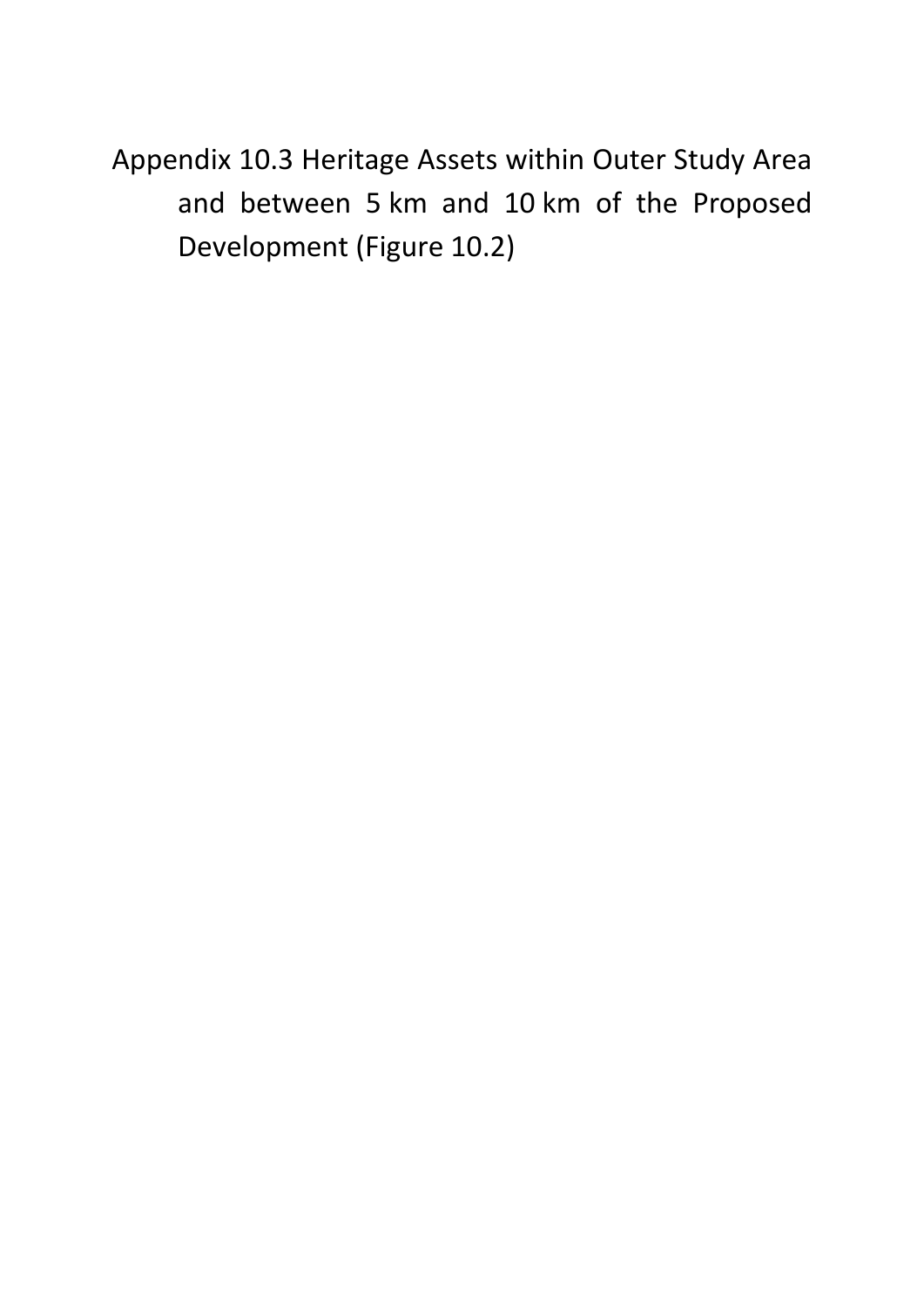# Appendix 10.3 Heritage Assets within Outer Study Area and between 5 km and 10 km of the Proposed Development (Figure 10.2)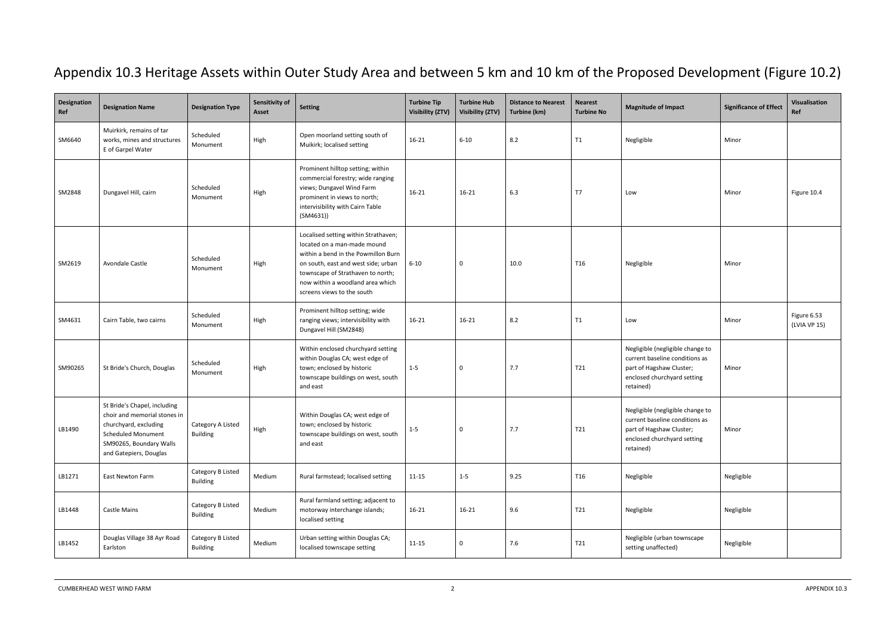# Appendix 10.3 Heritage Assets within Outer Study Area and between 5 km and 10 km of the Proposed Development (Figure 10.2)

| Designation Ref | Designation Name | Designation Type | Sensitivity of Asset | Setting | Turbine Tip Visibility (ZTV) | Turbine Hub Visibility (ZTV) | Distance to Nearest Turbine (km) | Nearest Turbine No | Magnitude of Impact | Significance of Effect | Visualisation Ref |
|---|---|---|---|---|---|---|---|---|---|---|---|
| SM6640 | Muirkirk, remains of tar works, mines and structures E of Garpel Water | Scheduled Monument | High | Open moorland setting south of Muikirk; localised setting | 16-21 | 6-10 | 8.2 | T1 | Negligible | Minor | |
| SM2848 | Dungavel Hill, cairn | Scheduled Monument | High | Prominent hilltop setting; within commercial forestry; wide ranging views; Dungavel Wind Farm prominent in views to north; intervisibility with Cairn Table (SM4631)) | 16-21 | 16-21 | 6.3 | T7 | Low | Minor | Figure 10.4 |
| SM2619 | Avondale Castle | Scheduled Monument | High | Localised setting within Strathaven; located on a man-made mound within a bend in the Powmillon Burn on south, east and west side; urban townscape of Strathaven to north; now within a woodland area which screens views to the south | 6-10 | 0 | 10.0 | T16 | Negligible | Minor | |
| SM4631 | Cairn Table, two cairns | Scheduled Monument | High | Prominent hilltop setting; wide ranging views; intervisibility with Dungavel Hill (SM2848) | 16-21 | 16-21 | 8.2 | T1 | Low | Minor | Figure 6.53 (LVIA VP 15) |
| SM90265 | St Bride's Church, Douglas | Scheduled Monument | High | Within enclosed churchyard setting within Douglas CA; west edge of town; enclosed by historic townscape buildings on west, south and east | 1-5 | 0 | 7.7 | T21 | Negligible (negligible change to current baseline conditions as part of Hagshaw Cluster; enclosed churchyard setting retained) | Minor | |
| LB1490 | St Bride's Chapel, including choir and memorial stones in churchyard, excluding Scheduled Monument SM90265, Boundary Walls and Gatepiers, Douglas | Category A Listed Building | High | Within Douglas CA; west edge of town; enclosed by historic townscape buildings on west, south and east | 1-5 | 0 | 7.7 | T21 | Negligible (negligible change to current baseline conditions as part of Hagshaw Cluster; enclosed churchyard setting retained) | Minor | |
| LB1271 | East Newton Farm | Category B Listed Building | Medium | Rural farmstead; localised setting | 11-15 | 1-5 | 9.25 | T16 | Negligible | Negligible | |
| LB1448 | Castle Mains | Category B Listed Building | Medium | Rural farmland setting; adjacent to motorway interchange islands; localised setting | 16-21 | 16-21 | 9.6 | T21 | Negligible | Negligible | |
| LB1452 | Douglas Village 38 Ayr Road Earlston | Category B Listed Building | Medium | Urban setting within Douglas CA; localised townscape setting | 11-15 | 0 | 7.6 | T21 | Negligible (urban townscape setting unaffected) | Negligible | |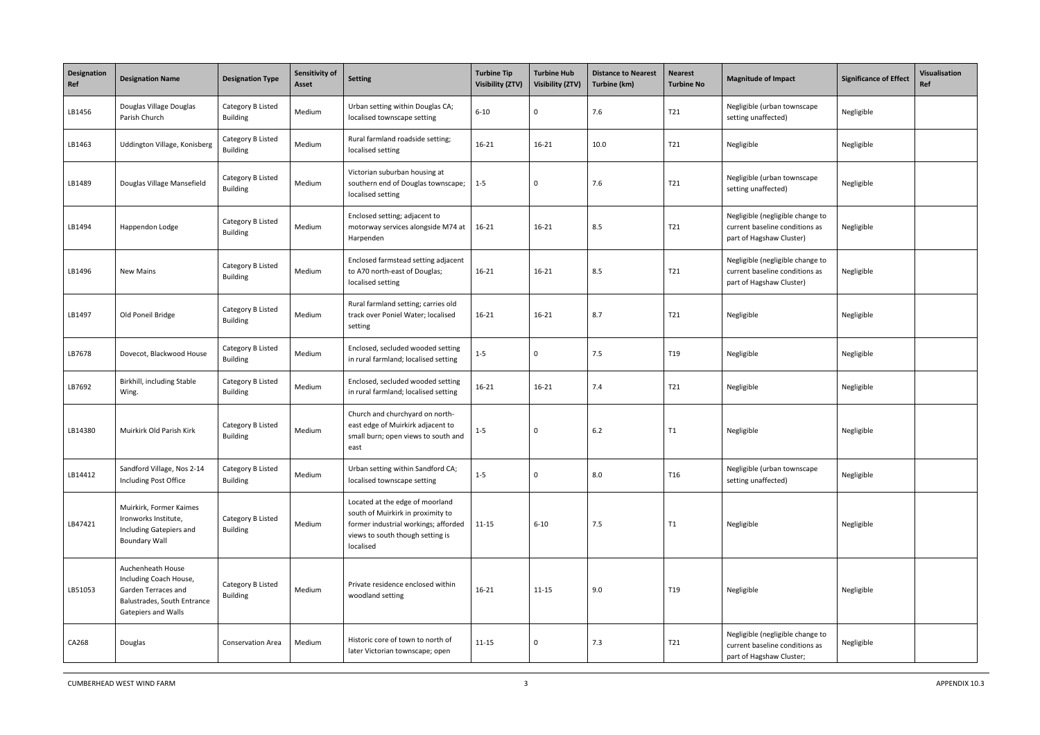| Designation Ref | Designation Name | Designation Type | Sensitivity of Asset | Setting | Turbine Tip Visibility (ZTV) | Turbine Hub Visibility (ZTV) | Distance to Nearest Turbine (km) | Nearest Turbine No | Magnitude of Impact | Significance of Effect | Visualisation Ref |
|---|---|---|---|---|---|---|---|---|---|---|---|
| LB1456 | Douglas Village Douglas Parish Church | Category B Listed Building | Medium | Urban setting within Douglas CA; localised townscape setting | 6-10 | 0 | 7.6 | T21 | Negligible (urban townscape setting unaffected) | Negligible | |
| LB1463 | Uddington Village, Konisberg | Category B Listed Building | Medium | Rural farmland roadside setting; localised setting | 16-21 | 16-21 | 10.0 | T21 | Negligible | Negligible | |
| LB1489 | Douglas Village Mansefield | Category B Listed Building | Medium | Victorian suburban housing at southern end of Douglas townscape; localised setting | 1-5 | 0 | 7.6 | T21 | Negligible (urban townscape setting unaffected) | Negligible | |
| LB1494 | Happendon Lodge | Category B Listed Building | Medium | Enclosed setting; adjacent to motorway services alongside M74 at Harpenden | 16-21 | 16-21 | 8.5 | T21 | Negligible (negligible change to current baseline conditions as part of Hagshaw Cluster) | Negligible | |
| LB1496 | New Mains | Category B Listed Building | Medium | Enclosed farmstead setting adjacent to A70 north-east of Douglas; localised setting | 16-21 | 16-21 | 8.5 | T21 | Negligible (negligible change to current baseline conditions as part of Hagshaw Cluster) | Negligible | |
| LB1497 | Old Poneil Bridge | Category B Listed Building | Medium | Rural farmland setting; carries old track over Poniel Water; localised setting | 16-21 | 16-21 | 8.7 | T21 | Negligible | Negligible | |
| LB7678 | Dovecot, Blackwood House | Category B Listed Building | Medium | Enclosed, secluded wooded setting in rural farmland; localised setting | 1-5 | 0 | 7.5 | T19 | Negligible | Negligible | |
| LB7692 | Birkhill, including Stable Wing. | Category B Listed Building | Medium | Enclosed, secluded wooded setting in rural farmland; localised setting | 16-21 | 16-21 | 7.4 | T21 | Negligible | Negligible | |
| LB14380 | Muirkirk Old Parish Kirk | Category B Listed Building | Medium | Church and churchyard on north-east edge of Muirkirk adjacent to small burn; open views to south and east | 1-5 | 0 | 6.2 | T1 | Negligible | Negligible | |
| LB14412 | Sandford Village, Nos 2-14 Including Post Office | Category B Listed Building | Medium | Urban setting within Sandford CA; localised townscape setting | 1-5 | 0 | 8.0 | T16 | Negligible (urban townscape setting unaffected) | Negligible | |
| LB47421 | Muirkirk, Former Kaimes Ironworks Institute, Including Gatepiers and Boundary Wall | Category B Listed Building | Medium | Located at the edge of moorland south of Muirkirk in proximity to former industrial workings; afforded views to south though setting is localised | 11-15 | 6-10 | 7.5 | T1 | Negligible | Negligible | |
| LB51053 | Auchenheath House Including Coach House, Garden Terraces and Balustrades, South Entrance Gatepiers and Walls | Category B Listed Building | Medium | Private residence enclosed within woodland setting | 16-21 | 11-15 | 9.0 | T19 | Negligible | Negligible | |
| CA268 | Douglas | Conservation Area | Medium | Historic core of town to north of later Victorian townscape; open | 11-15 | 0 | 7.3 | T21 | Negligible (negligible change to current baseline conditions as part of Hagshaw Cluster; | Negligible | |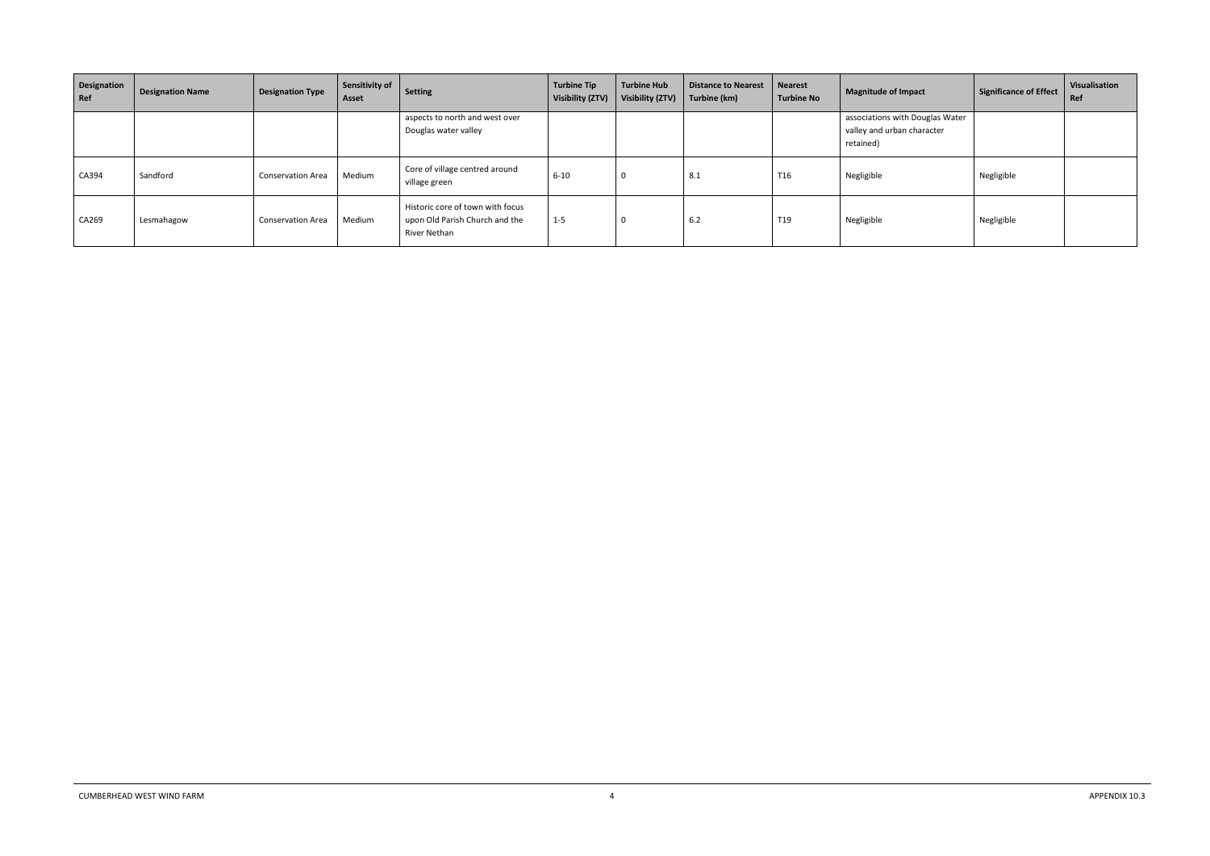| Designation Ref | Designation Name | Designation Type | Sensitivity of Asset | Setting | Turbine Tip Visibility (ZTV) | Turbine Hub Visibility (ZTV) | Distance to Nearest Turbine (km) | Nearest Turbine No | Magnitude of Impact | Significance of Effect | Visualisation Ref |
|---|---|---|---|---|---|---|---|---|---|---|---|
| | | | | aspects to north and west over Douglas water valley | | | | | associations with Douglas Water valley and urban character retained) | | |
| CA394 | Sandford | Conservation Area | Medium | Core of village centred around village green | 6-10 | 0 | 8.1 | T16 | Negligible | Negligible | |
| CA269 | Lesmahagow | Conservation Area | Medium | Historic core of town with focus upon Old Parish Church and the River Nethan | 1-5 | 0 | 6.2 | T19 | Negligible | Negligible | |